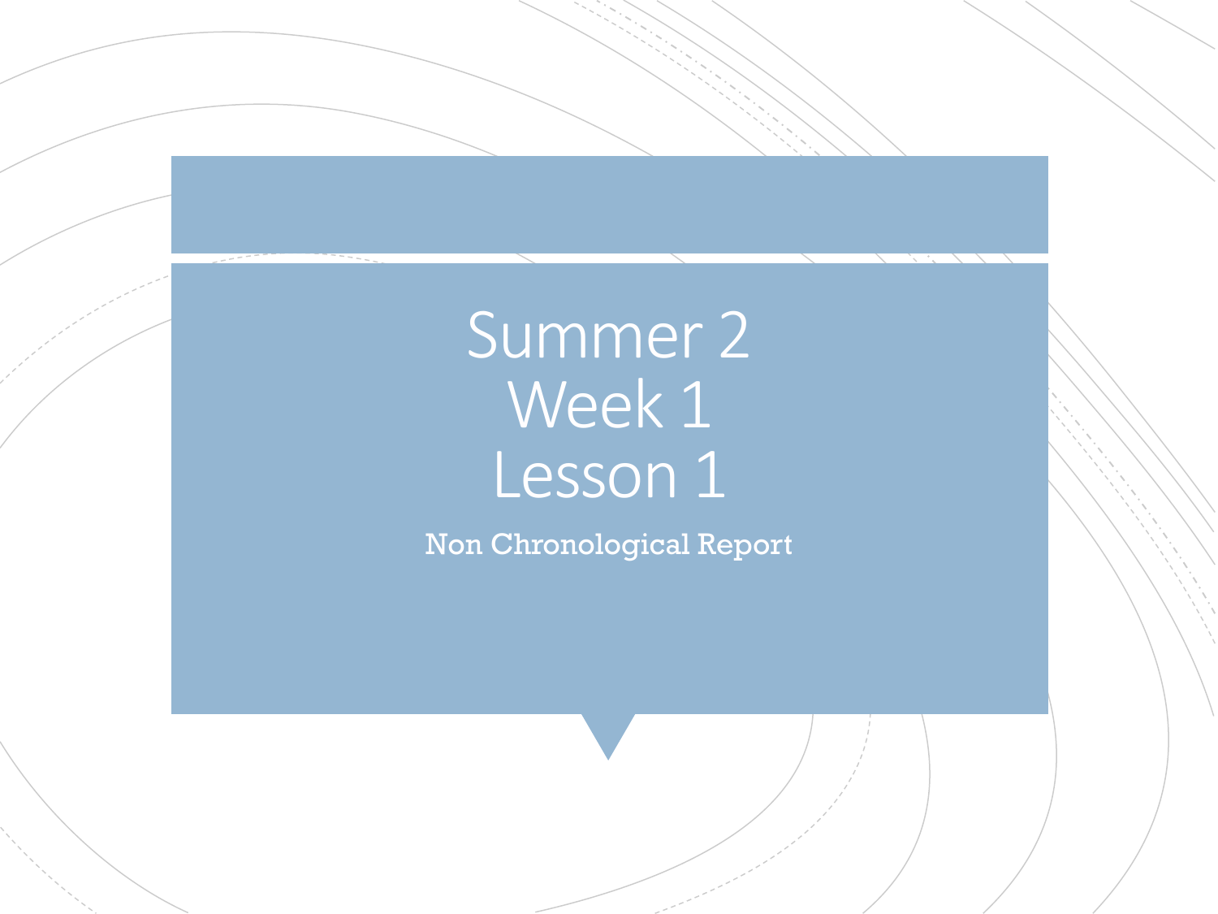# Summer 2
# Week 1
# Lesson 1

Non Chronological Report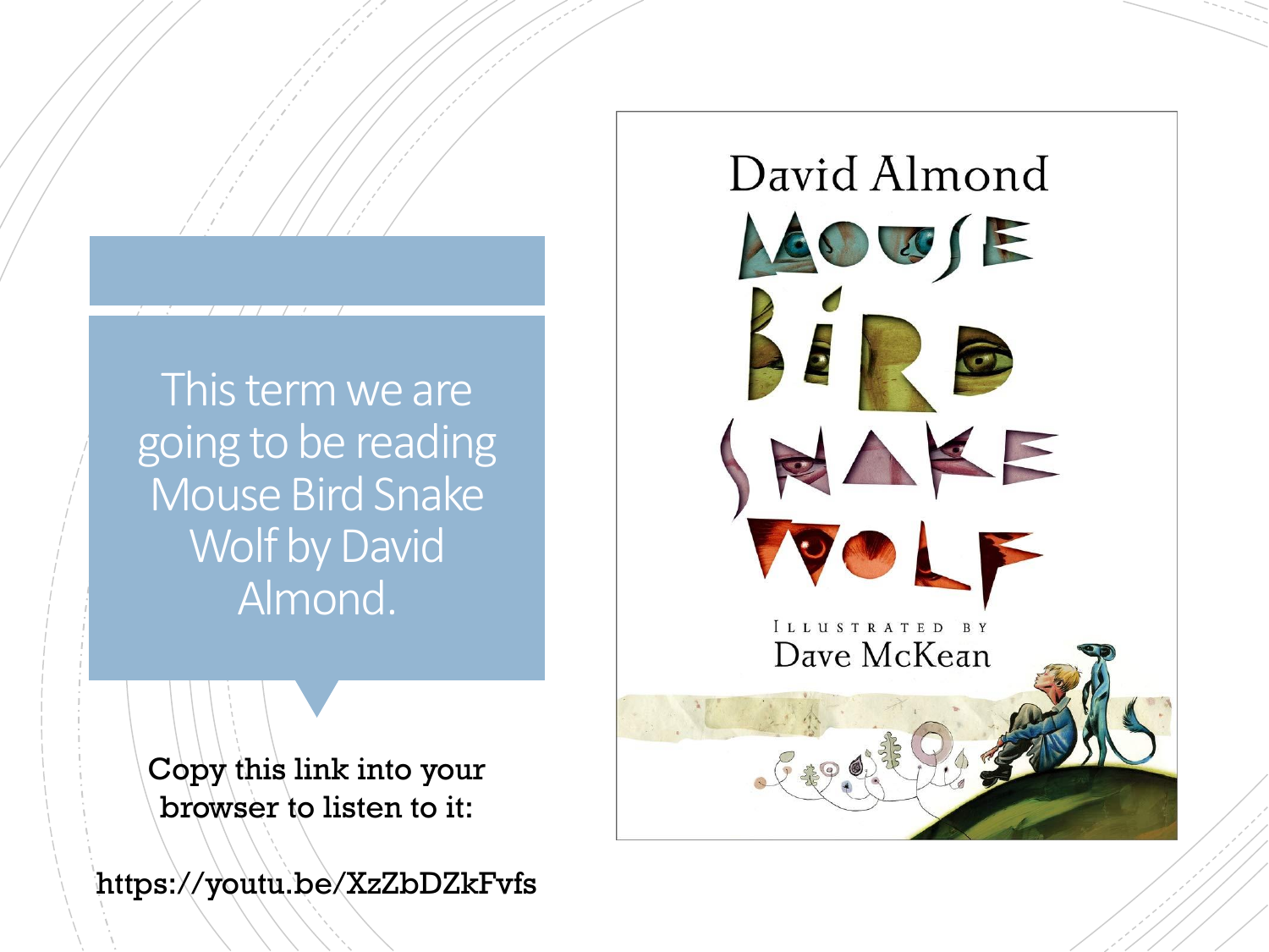This term we are going to be reading Mouse Bird Snake Wolf by David Almond.

Copy this link into your browser to listen to it:

https://youtu.be/XzZbDZkFvfs

David Almond

MOUSE BIRD SNAKE WOLF

ILLUSTRATED BY

Dave McKean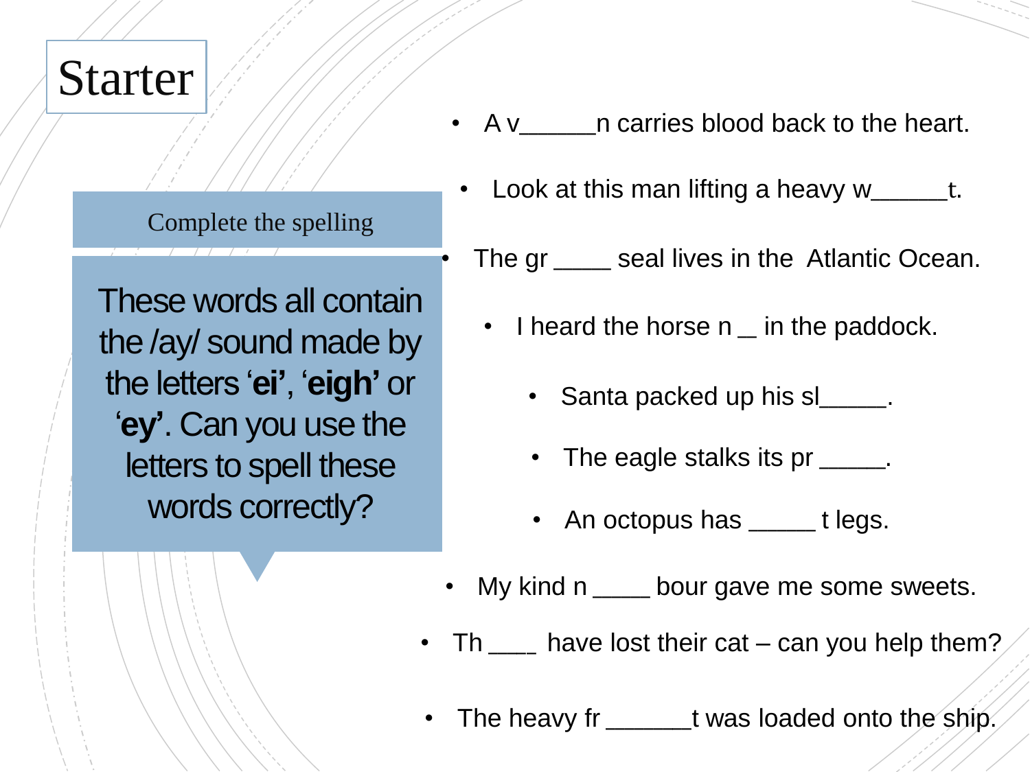# Starter

Complete the spelling

These words all contain the /ay/ sound made by the letters '**ei**', '**eigh**' or '**ey**'. Can you use the letters to spell these words correctly?

- A v______n carries blood back to the heart.
- Look at this man lifting a heavy w______t.
- The gr ____ seal lives in the  Atlantic Ocean.
- I heard the horse n _ in the paddock.
- Santa packed up his sl_____.
- The eagle stalks its pr _____.
- An octopus has _____ t legs.
- My kind n ____ bour gave me some sweets.
- Th ____ have lost their cat – can you help them?
- The heavy fr ______t was loaded onto the ship.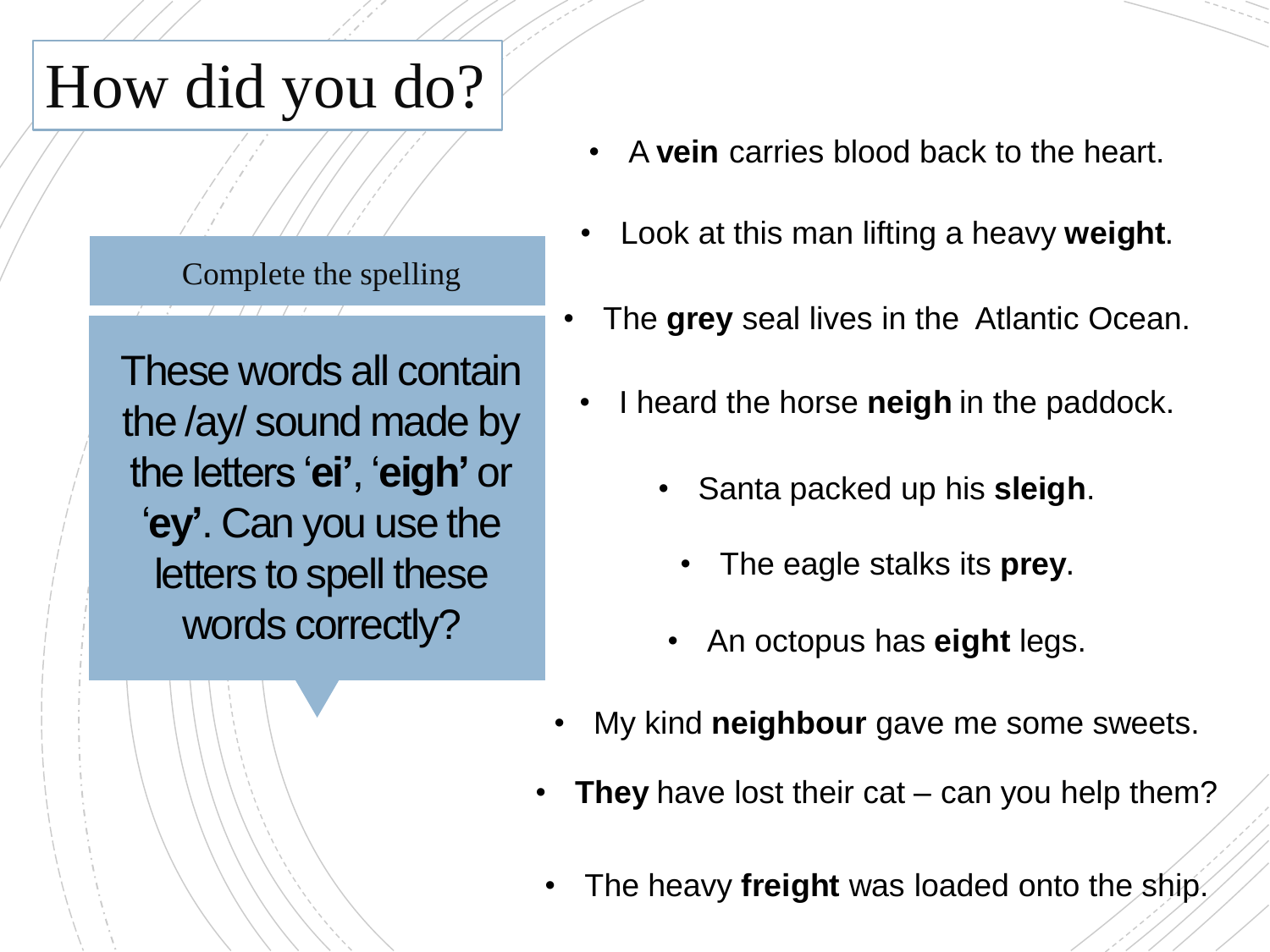# How did you do?

Complete the spelling

These words all contain the /ay/ sound made by the letters '**ei**', '**eigh**' or '**ey**'. Can you use the letters to spell these words correctly?

- A **vein** carries blood back to the heart.
- Look at this man lifting a heavy **weight**.
- The **grey** seal lives in the Atlantic Ocean.
- I heard the horse **neigh** in the paddock.
- Santa packed up his **sleigh**.
- The eagle stalks its **prey**.
- An octopus has **eight** legs.
- My kind **neighbour** gave me some sweets.
- **They** have lost their cat – can you help them?
- The heavy **freight** was loaded onto the ship.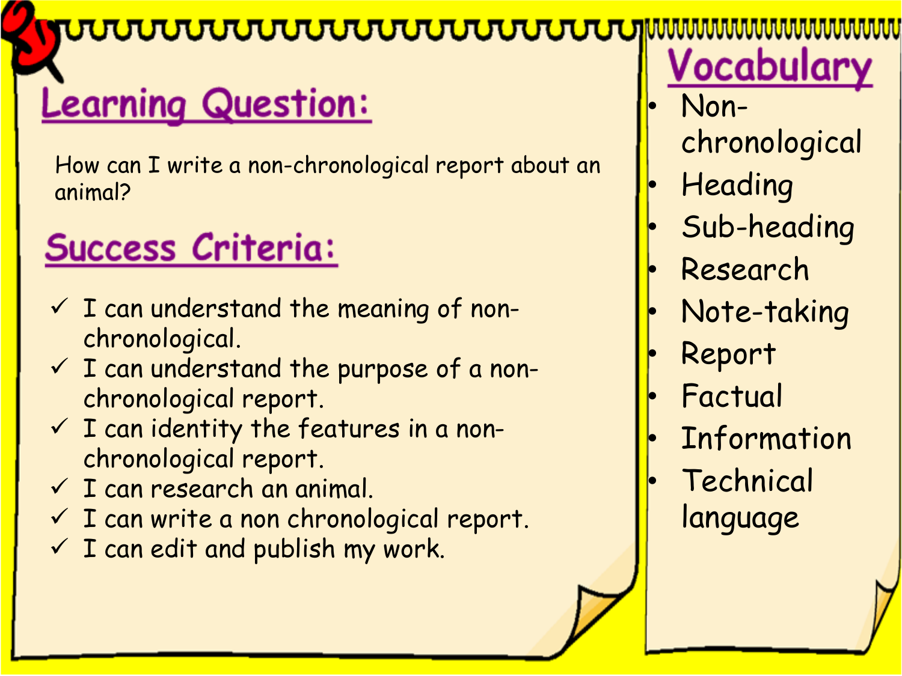## Learning Question:

How can I write a non-chronological report about an animal?

## Success Criteria:

- ✓ I can understand the meaning of non-chronological.
- ✓ I can understand the purpose of a non-chronological report.
- ✓ I can identity the features in a non-chronological report.
- ✓ I can research an animal.
- ✓ I can write a non chronological report.
- ✓ I can edit and publish my work.

## Vocabulary

- Non-chronological
- Heading
- Sub-heading
- Research
- Note-taking
- Report
- Factual
- Information
- Technical language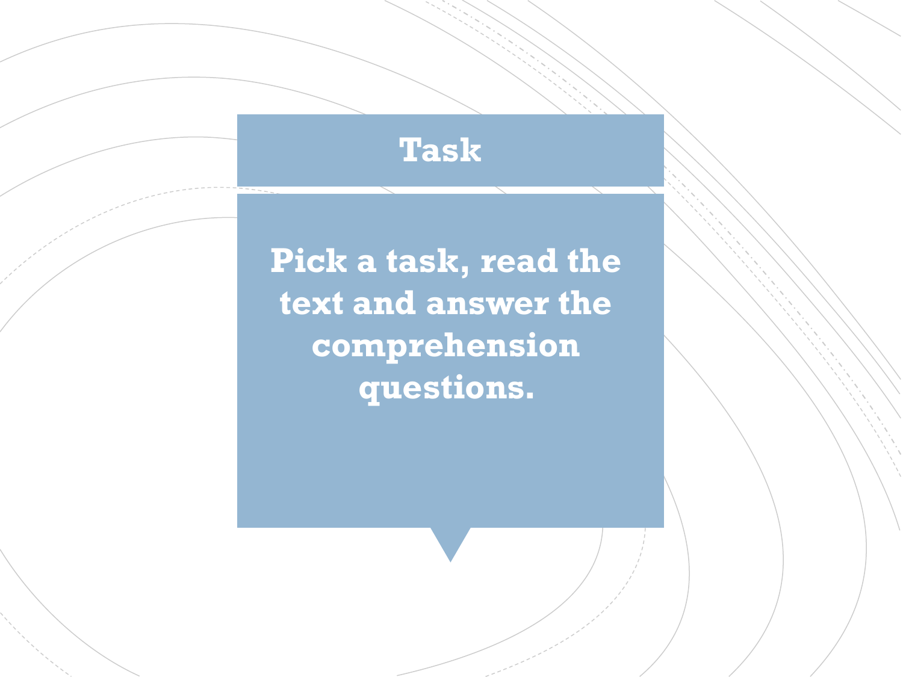# Task

**Pick a task, read the text and answer the comprehension questions.**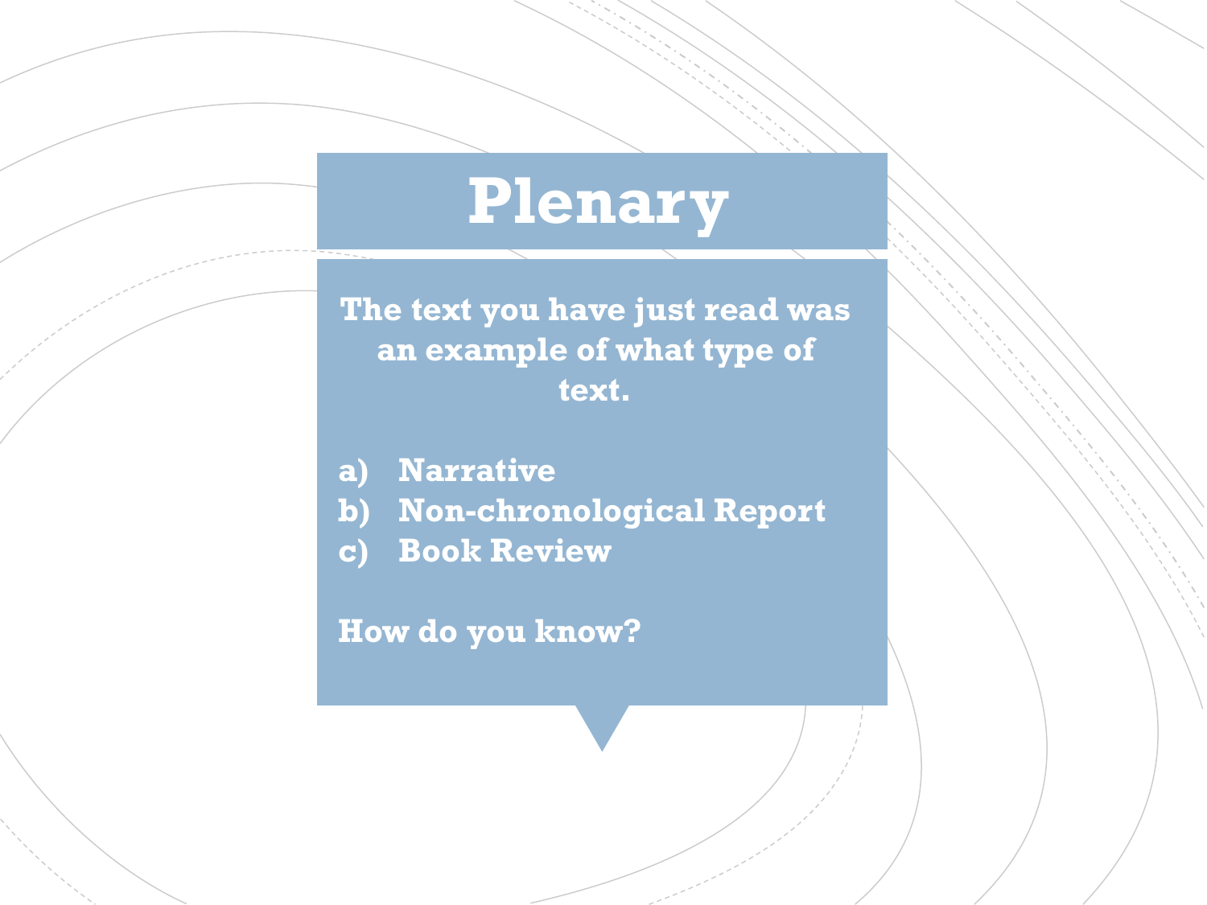# Plenary

The text you have just read was an example of what type of text.

a) Narrative
b) Non-chronological Report
c) Book Review

How do you know?